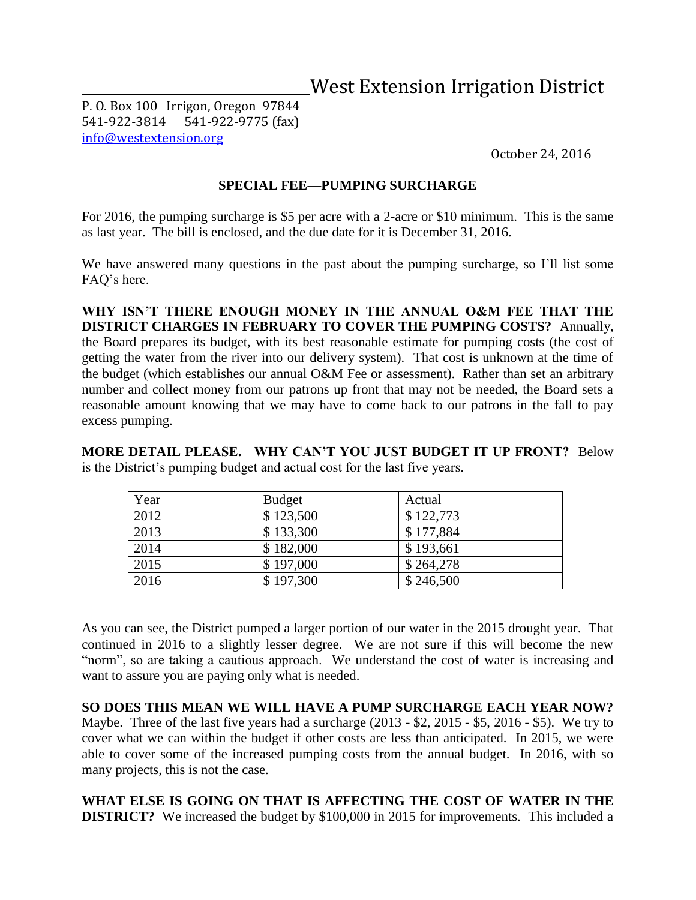# West Extension Irrigation District

P. O. Box 100 Irrigon, Oregon 97844
541-922-3814 541-922-9775 (fax)
info@westextension.org

October 24, 2016

## SPECIAL FEE—PUMPING SURCHARGE

For 2016, the pumping surcharge is $5 per acre with a 2-acre or $10 minimum. This is the same as last year. The bill is enclosed, and the due date for it is December 31, 2016.

We have answered many questions in the past about the pumping surcharge, so I'll list some FAQ's here.

**WHY ISN'T THERE ENOUGH MONEY IN THE ANNUAL O&M FEE THAT THE DISTRICT CHARGES IN FEBRUARY TO COVER THE PUMPING COSTS?** Annually, the Board prepares its budget, with its best reasonable estimate for pumping costs (the cost of getting the water from the river into our delivery system). That cost is unknown at the time of the budget (which establishes our annual O&M Fee or assessment). Rather than set an arbitrary number and collect money from our patrons up front that may not be needed, the Board sets a reasonable amount knowing that we may have to come back to our patrons in the fall to pay excess pumping.

**MORE DETAIL PLEASE. WHY CAN'T YOU JUST BUDGET IT UP FRONT?** Below is the District's pumping budget and actual cost for the last five years.

| Year | Budget | Actual |
|---|---|---|
| 2012 | $ 123,500 | $ 122,773 |
| 2013 | $ 133,300 | $ 177,884 |
| 2014 | $ 182,000 | $ 193,661 |
| 2015 | $ 197,000 | $ 264,278 |
| 2016 | $ 197,300 | $ 246,500 |

As you can see, the District pumped a larger portion of our water in the 2015 drought year. That continued in 2016 to a slightly lesser degree. We are not sure if this will become the new "norm", so are taking a cautious approach. We understand the cost of water is increasing and want to assure you are paying only what is needed.

**SO DOES THIS MEAN WE WILL HAVE A PUMP SURCHARGE EACH YEAR NOW?** Maybe. Three of the last five years had a surcharge (2013 - $2, 2015 - $5, 2016 - $5). We try to cover what we can within the budget if other costs are less than anticipated. In 2015, we were able to cover some of the increased pumping costs from the annual budget. In 2016, with so many projects, this is not the case.

**WHAT ELSE IS GOING ON THAT IS AFFECTING THE COST OF WATER IN THE DISTRICT?** We increased the budget by $100,000 in 2015 for improvements. This included a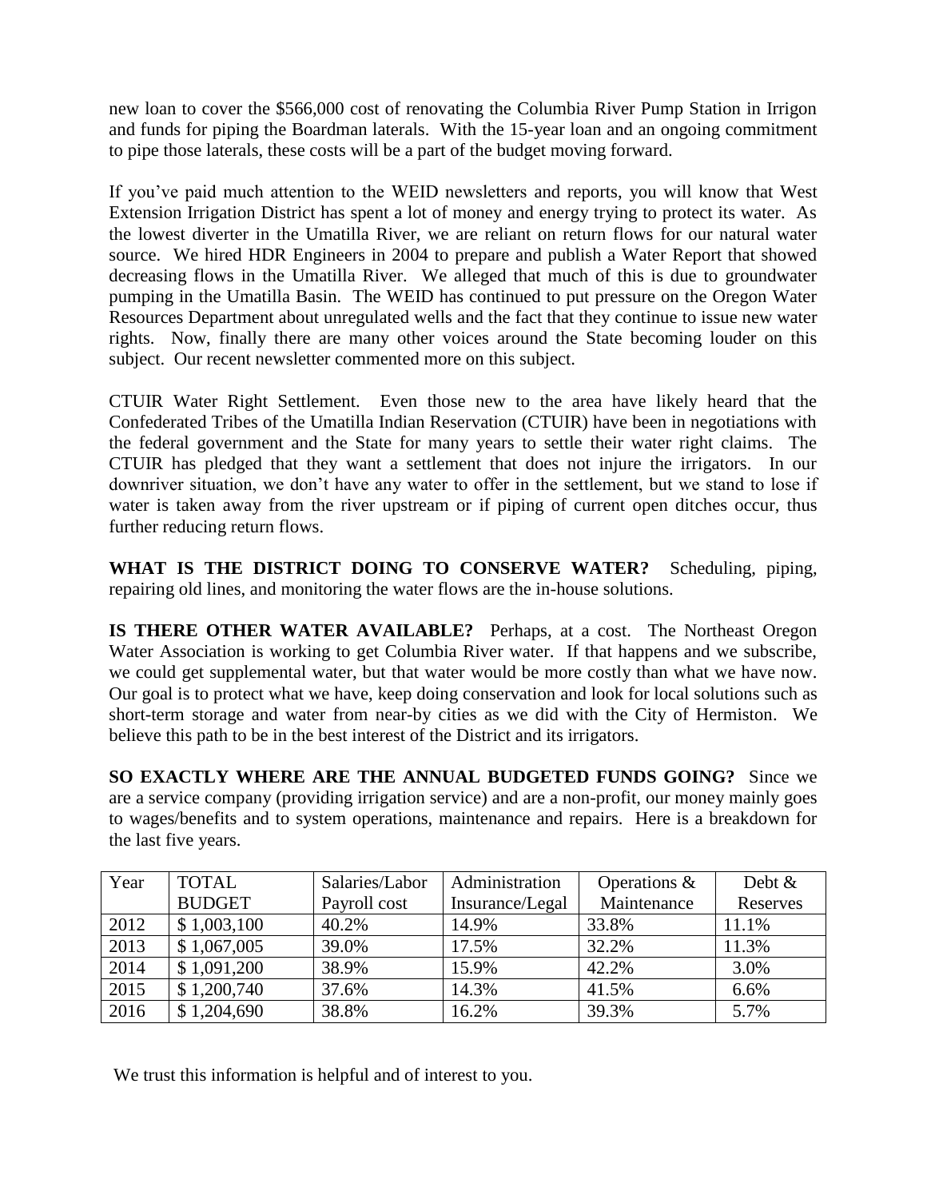new loan to cover the $566,000 cost of renovating the Columbia River Pump Station in Irrigon and funds for piping the Boardman laterals. With the 15-year loan and an ongoing commitment to pipe those laterals, these costs will be a part of the budget moving forward.

If you've paid much attention to the WEID newsletters and reports, you will know that West Extension Irrigation District has spent a lot of money and energy trying to protect its water. As the lowest diverter in the Umatilla River, we are reliant on return flows for our natural water source. We hired HDR Engineers in 2004 to prepare and publish a Water Report that showed decreasing flows in the Umatilla River. We alleged that much of this is due to groundwater pumping in the Umatilla Basin. The WEID has continued to put pressure on the Oregon Water Resources Department about unregulated wells and the fact that they continue to issue new water rights. Now, finally there are many other voices around the State becoming louder on this subject. Our recent newsletter commented more on this subject.

CTUIR Water Right Settlement. Even those new to the area have likely heard that the Confederated Tribes of the Umatilla Indian Reservation (CTUIR) have been in negotiations with the federal government and the State for many years to settle their water right claims. The CTUIR has pledged that they want a settlement that does not injure the irrigators. In our downriver situation, we don't have any water to offer in the settlement, but we stand to lose if water is taken away from the river upstream or if piping of current open ditches occur, thus further reducing return flows.

**WHAT IS THE DISTRICT DOING TO CONSERVE WATER?** Scheduling, piping, repairing old lines, and monitoring the water flows are the in-house solutions.

**IS THERE OTHER WATER AVAILABLE?** Perhaps, at a cost. The Northeast Oregon Water Association is working to get Columbia River water. If that happens and we subscribe, we could get supplemental water, but that water would be more costly than what we have now. Our goal is to protect what we have, keep doing conservation and look for local solutions such as short-term storage and water from near-by cities as we did with the City of Hermiston. We believe this path to be in the best interest of the District and its irrigators.

**SO EXACTLY WHERE ARE THE ANNUAL BUDGETED FUNDS GOING?** Since we are a service company (providing irrigation service) and are a non-profit, our money mainly goes to wages/benefits and to system operations, maintenance and repairs. Here is a breakdown for the last five years.

| Year | TOTAL BUDGET | Salaries/Labor Payroll cost | Administration Insurance/Legal | Operations & Maintenance | Debt & Reserves |
|---|---|---|---|---|---|
| 2012 | $ 1,003,100 | 40.2% | 14.9% | 33.8% | 11.1% |
| 2013 | $ 1,067,005 | 39.0% | 17.5% | 32.2% | 11.3% |
| 2014 | $ 1,091,200 | 38.9% | 15.9% | 42.2% | 3.0% |
| 2015 | $ 1,200,740 | 37.6% | 14.3% | 41.5% | 6.6% |
| 2016 | $ 1,204,690 | 38.8% | 16.2% | 39.3% | 5.7% |

We trust this information is helpful and of interest to you.